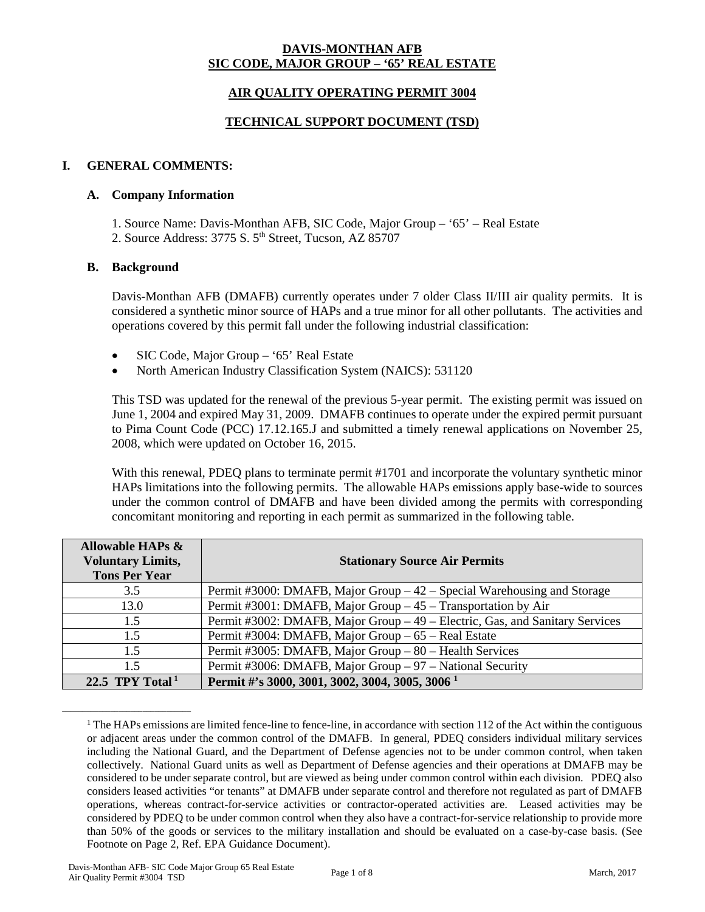# DAVIS-MONTHAN AFB
# SIC CODE, MAJOR GROUP – '65' REAL ESTATE

## AIR QUALITY OPERATING PERMIT 3004

## TECHNICAL SUPPORT DOCUMENT (TSD)

## I. GENERAL COMMENTS:

### A. Company Information

1. Source Name: Davis-Monthan AFB, SIC Code, Major Group – '65' – Real Estate
2. Source Address: 3775 S. 5th Street, Tucson, AZ 85707

### B. Background

Davis-Monthan AFB (DMAFB) currently operates under 7 older Class II/III air quality permits. It is considered a synthetic minor source of HAPs and a true minor for all other pollutants. The activities and operations covered by this permit fall under the following industrial classification:

- SIC Code, Major Group – '65' Real Estate
- North American Industry Classification System (NAICS): 531120

This TSD was updated for the renewal of the previous 5-year permit. The existing permit was issued on June 1, 2004 and expired May 31, 2009. DMAFB continues to operate under the expired permit pursuant to Pima Count Code (PCC) 17.12.165.J and submitted a timely renewal applications on November 25, 2008, which were updated on October 16, 2015.

With this renewal, PDEQ plans to terminate permit #1701 and incorporate the voluntary synthetic minor HAPs limitations into the following permits. The allowable HAPs emissions apply base-wide to sources under the common control of DMAFB and have been divided among the permits with corresponding concomitant monitoring and reporting in each permit as summarized in the following table.

| Allowable HAPs & Voluntary Limits, Tons Per Year | Stationary Source Air Permits |
|---|---|
| 3.5 | Permit #3000: DMAFB, Major Group – 42 – Special Warehousing and Storage |
| 13.0 | Permit #3001: DMAFB, Major Group – 45 – Transportation by Air |
| 1.5 | Permit #3002: DMAFB, Major Group – 49 – Electric, Gas, and Sanitary Services |
| 1.5 | Permit #3004: DMAFB, Major Group – 65 – Real Estate |
| 1.5 | Permit #3005: DMAFB, Major Group – 80 – Health Services |
| 1.5 | Permit #3006: DMAFB, Major Group – 97 – National Security |
| **22.5 TPY Total [1]** | **Permit #'s 3000, 3001, 3002, 3004, 3005, 3006 [1]** |

---

[1] The HAPs emissions are limited fence-line to fence-line, in accordance with section 112 of the Act within the contiguous or adjacent areas under the common control of the DMAFB. In general, PDEQ considers individual military services including the National Guard, and the Department of Defense agencies not to be under common control, when taken collectively. National Guard units as well as Department of Defense agencies and their operations at DMAFB may be considered to be under separate control, but are viewed as being under common control within each division. PDEQ also considers leased activities "or tenants" at DMAFB under separate control and therefore not regulated as part of DMAFB operations, whereas contract-for-service activities or contractor-operated activities are. Leased activities may be considered by PDEQ to be under common control when they also have a contract-for-service relationship to provide more than 50% of the goods or services to the military installation and should be evaluated on a case-by-case basis. (See Footnote on Page 2, Ref. EPA Guidance Document).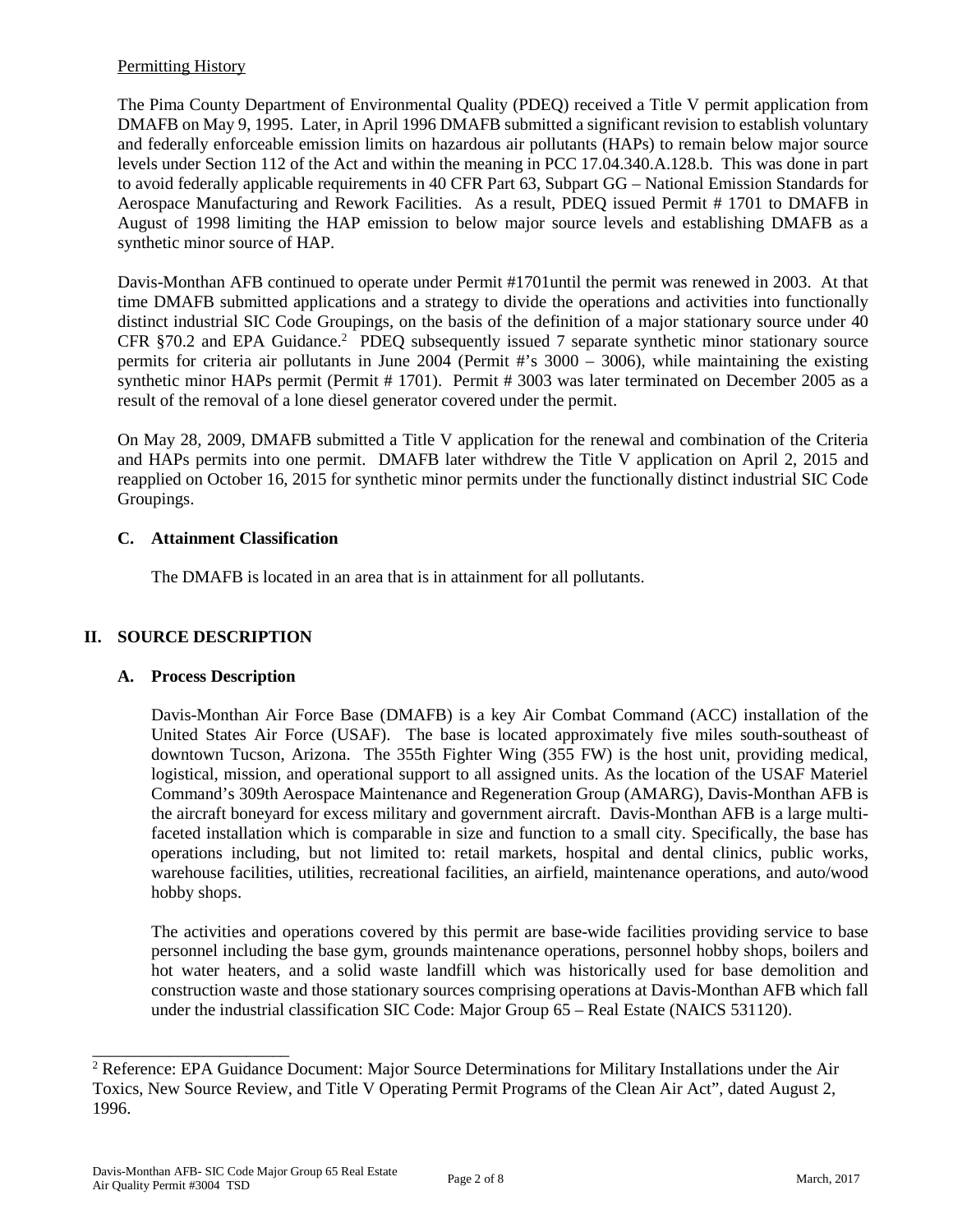Permitting History

The Pima County Department of Environmental Quality (PDEQ) received a Title V permit application from DMAFB on May 9, 1995. Later, in April 1996 DMAFB submitted a significant revision to establish voluntary and federally enforceable emission limits on hazardous air pollutants (HAPs) to remain below major source levels under Section 112 of the Act and within the meaning in PCC 17.04.340.A.128.b. This was done in part to avoid federally applicable requirements in 40 CFR Part 63, Subpart GG – National Emission Standards for Aerospace Manufacturing and Rework Facilities. As a result, PDEQ issued Permit # 1701 to DMAFB in August of 1998 limiting the HAP emission to below major source levels and establishing DMAFB as a synthetic minor source of HAP.

Davis-Monthan AFB continued to operate under Permit #1701until the permit was renewed in 2003. At that time DMAFB submitted applications and a strategy to divide the operations and activities into functionally distinct industrial SIC Code Groupings, on the basis of the definition of a major stationary source under 40 CFR §70.2 and EPA Guidance.[2] PDEQ subsequently issued 7 separate synthetic minor stationary source permits for criteria air pollutants in June 2004 (Permit #'s 3000 – 3006), while maintaining the existing synthetic minor HAPs permit (Permit # 1701). Permit # 3003 was later terminated on December 2005 as a result of the removal of a lone diesel generator covered under the permit.

On May 28, 2009, DMAFB submitted a Title V application for the renewal and combination of the Criteria and HAPs permits into one permit. DMAFB later withdrew the Title V application on April 2, 2015 and reapplied on October 16, 2015 for synthetic minor permits under the functionally distinct industrial SIC Code Groupings.

### C. Attainment Classification

The DMAFB is located in an area that is in attainment for all pollutants.

## II. SOURCE DESCRIPTION

### A. Process Description

Davis-Monthan Air Force Base (DMAFB) is a key Air Combat Command (ACC) installation of the United States Air Force (USAF). The base is located approximately five miles south-southeast of downtown Tucson, Arizona. The 355th Fighter Wing (355 FW) is the host unit, providing medical, logistical, mission, and operational support to all assigned units. As the location of the USAF Materiel Command's 309th Aerospace Maintenance and Regeneration Group (AMARG), Davis-Monthan AFB is the aircraft boneyard for excess military and government aircraft. Davis-Monthan AFB is a large multi-faceted installation which is comparable in size and function to a small city. Specifically, the base has operations including, but not limited to: retail markets, hospital and dental clinics, public works, warehouse facilities, utilities, recreational facilities, an airfield, maintenance operations, and auto/wood hobby shops.

The activities and operations covered by this permit are base-wide facilities providing service to base personnel including the base gym, grounds maintenance operations, personnel hobby shops, boilers and hot water heaters, and a solid waste landfill which was historically used for base demolition and construction waste and those stationary sources comprising operations at Davis-Monthan AFB which fall under the industrial classification SIC Code: Major Group 65 – Real Estate (NAICS 531120).

---

[2] Reference: EPA Guidance Document: Major Source Determinations for Military Installations under the Air Toxics, New Source Review, and Title V Operating Permit Programs of the Clean Air Act", dated August 2, 1996.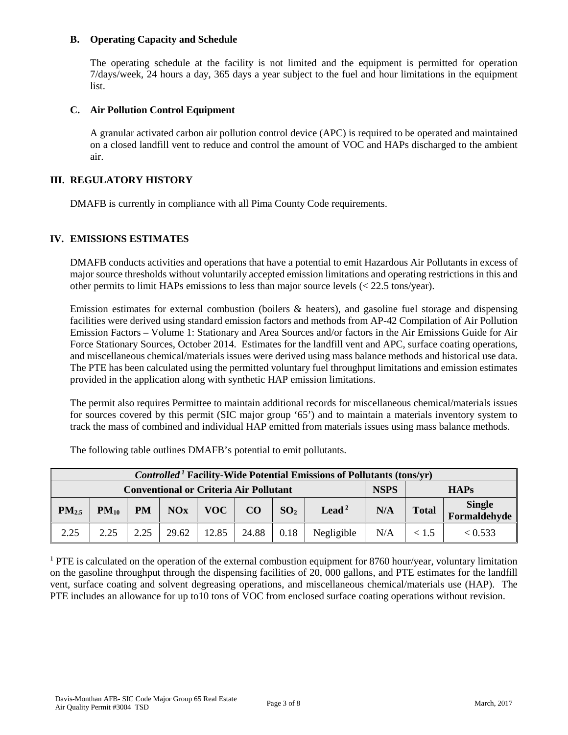### B. Operating Capacity and Schedule

The operating schedule at the facility is not limited and the equipment is permitted for operation 7/days/week, 24 hours a day, 365 days a year subject to the fuel and hour limitations in the equipment list.

### C. Air Pollution Control Equipment

A granular activated carbon air pollution control device (APC) is required to be operated and maintained on a closed landfill vent to reduce and control the amount of VOC and HAPs discharged to the ambient air.

## III. REGULATORY HISTORY

DMAFB is currently in compliance with all Pima County Code requirements.

## IV. EMISSIONS ESTIMATES

DMAFB conducts activities and operations that have a potential to emit Hazardous Air Pollutants in excess of major source thresholds without voluntarily accepted emission limitations and operating restrictions in this and other permits to limit HAPs emissions to less than major source levels (< 22.5 tons/year).

Emission estimates for external combustion (boilers & heaters), and gasoline fuel storage and dispensing facilities were derived using standard emission factors and methods from AP-42 Compilation of Air Pollution Emission Factors – Volume 1: Stationary and Area Sources and/or factors in the Air Emissions Guide for Air Force Stationary Sources, October 2014. Estimates for the landfill vent and APC, surface coating operations, and miscellaneous chemical/materials issues were derived using mass balance methods and historical use data. The PTE has been calculated using the permitted voluntary fuel throughput limitations and emission estimates provided in the application along with synthetic HAP emission limitations.

The permit also requires Permittee to maintain additional records for miscellaneous chemical/materials issues for sources covered by this permit (SIC major group '65') and to maintain a materials inventory system to track the mass of combined and individual HAP emitted from materials issues using mass balance methods.

The following table outlines DMAFB's potential to emit pollutants.

| *Controlled*[1] Facility-Wide Potential Emissions of Pollutants (tons/yr) | | | | | | | | | | |
|---|---|---|---|---|---|---|---|---|---|---|
| Conventional or Criteria Air Pollutant | | | | | | | | NSPS | HAPs | |
| $PM_{2.5}$ | $PM_{10}$ | PM | NOx | VOC | CO | $SO_2$ | Lead[2] | N/A | Total | Single Formaldehyde |
| 2.25 | 2.25 | 2.25 | 29.62 | 12.85 | 24.88 | 0.18 | Negligible | N/A | < 1.5 | < 0.533 |

[1] PTE is calculated on the operation of the external combustion equipment for 8760 hour/year, voluntary limitation on the gasoline throughput through the dispensing facilities of 20, 000 gallons, and PTE estimates for the landfill vent, surface coating and solvent degreasing operations, and miscellaneous chemical/materials use (HAP). The PTE includes an allowance for up to10 tons of VOC from enclosed surface coating operations without revision.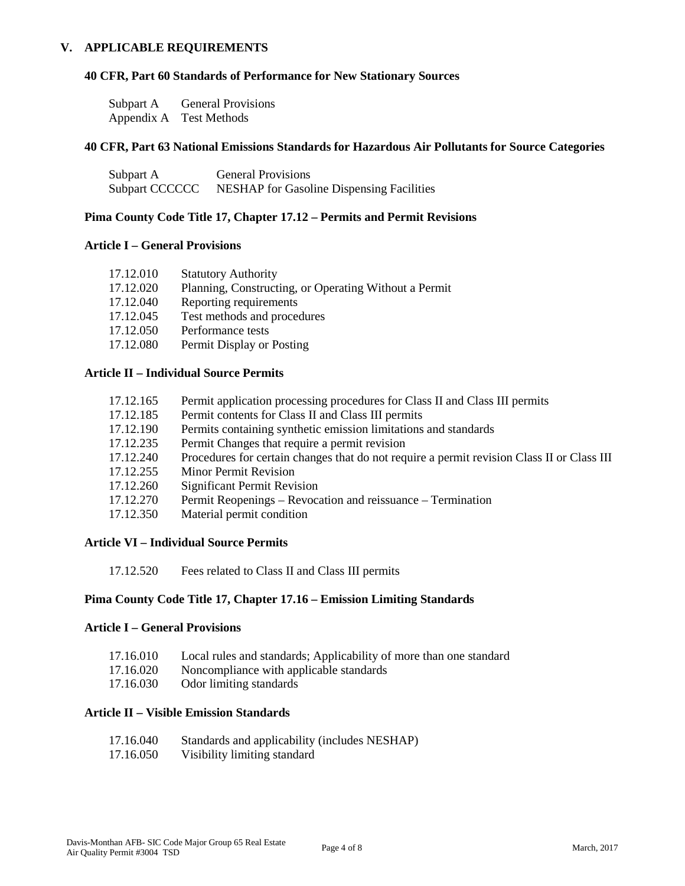## V. APPLICABLE REQUIREMENTS

### 40 CFR, Part 60 Standards of Performance for New Stationary Sources

Subpart A General Provisions
Appendix A Test Methods

### 40 CFR, Part 63 National Emissions Standards for Hazardous Air Pollutants for Source Categories

Subpart A General Provisions
Subpart CCCCCC NESHAP for Gasoline Dispensing Facilities

### Pima County Code Title 17, Chapter 17.12 – Permits and Permit Revisions

#### Article I – General Provisions

17.12.010 Statutory Authority
17.12.020 Planning, Constructing, or Operating Without a Permit
17.12.040 Reporting requirements
17.12.045 Test methods and procedures
17.12.050 Performance tests
17.12.080 Permit Display or Posting

#### Article II – Individual Source Permits

17.12.165 Permit application processing procedures for Class II and Class III permits
17.12.185 Permit contents for Class II and Class III permits
17.12.190 Permits containing synthetic emission limitations and standards
17.12.235 Permit Changes that require a permit revision
17.12.240 Procedures for certain changes that do not require a permit revision Class II or Class III
17.12.255 Minor Permit Revision
17.12.260 Significant Permit Revision
17.12.270 Permit Reopenings – Revocation and reissuance – Termination
17.12.350 Material permit condition

#### Article VI – Individual Source Permits

17.12.520 Fees related to Class II and Class III permits

### Pima County Code Title 17, Chapter 17.16 – Emission Limiting Standards

#### Article I – General Provisions

17.16.010 Local rules and standards; Applicability of more than one standard
17.16.020 Noncompliance with applicable standards
17.16.030 Odor limiting standards

#### Article II – Visible Emission Standards

17.16.040 Standards and applicability (includes NESHAP)
17.16.050 Visibility limiting standard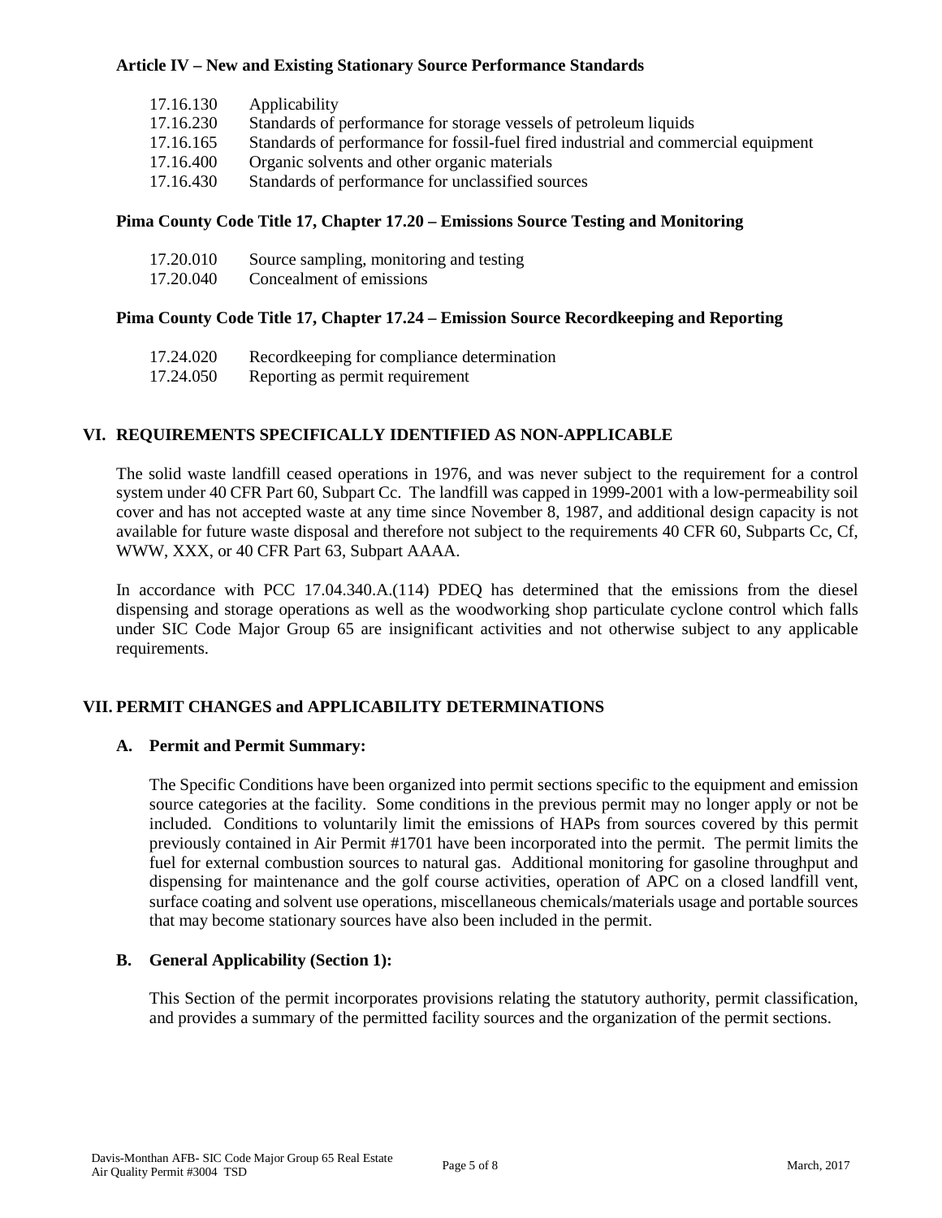**Article IV – New and Existing Stationary Source Performance Standards**

| | |
|---|---|
| 17.16.130 | Applicability |
| 17.16.230 | Standards of performance for storage vessels of petroleum liquids |
| 17.16.165 | Standards of performance for fossil-fuel fired industrial and commercial equipment |
| 17.16.400 | Organic solvents and other organic materials |
| 17.16.430 | Standards of performance for unclassified sources |

**Pima County Code Title 17, Chapter 17.20 – Emissions Source Testing and Monitoring**

| | |
|---|---|
| 17.20.010 | Source sampling, monitoring and testing |
| 17.20.040 | Concealment of emissions |

**Pima County Code Title 17, Chapter 17.24 – Emission Source Recordkeeping and Reporting**

| | |
|---|---|
| 17.24.020 | Recordkeeping for compliance determination |
| 17.24.050 | Reporting as permit requirement |

## VI. REQUIREMENTS SPECIFICALLY IDENTIFIED AS NON-APPLICABLE

The solid waste landfill ceased operations in 1976, and was never subject to the requirement for a control system under 40 CFR Part 60, Subpart Cc. The landfill was capped in 1999-2001 with a low-permeability soil cover and has not accepted waste at any time since November 8, 1987, and additional design capacity is not available for future waste disposal and therefore not subject to the requirements 40 CFR 60, Subparts Cc, Cf, WWW, XXX, or 40 CFR Part 63, Subpart AAAA.

In accordance with PCC 17.04.340.A.(114) PDEQ has determined that the emissions from the diesel dispensing and storage operations as well as the woodworking shop particulate cyclone control which falls under SIC Code Major Group 65 are insignificant activities and not otherwise subject to any applicable requirements.

## VII. PERMIT CHANGES and APPLICABILITY DETERMINATIONS

### A. Permit and Permit Summary:

The Specific Conditions have been organized into permit sections specific to the equipment and emission source categories at the facility. Some conditions in the previous permit may no longer apply or not be included. Conditions to voluntarily limit the emissions of HAPs from sources covered by this permit previously contained in Air Permit #1701 have been incorporated into the permit. The permit limits the fuel for external combustion sources to natural gas. Additional monitoring for gasoline throughput and dispensing for maintenance and the golf course activities, operation of APC on a closed landfill vent, surface coating and solvent use operations, miscellaneous chemicals/materials usage and portable sources that may become stationary sources have also been included in the permit.

### B. General Applicability (Section 1):

This Section of the permit incorporates provisions relating the statutory authority, permit classification, and provides a summary of the permitted facility sources and the organization of the permit sections.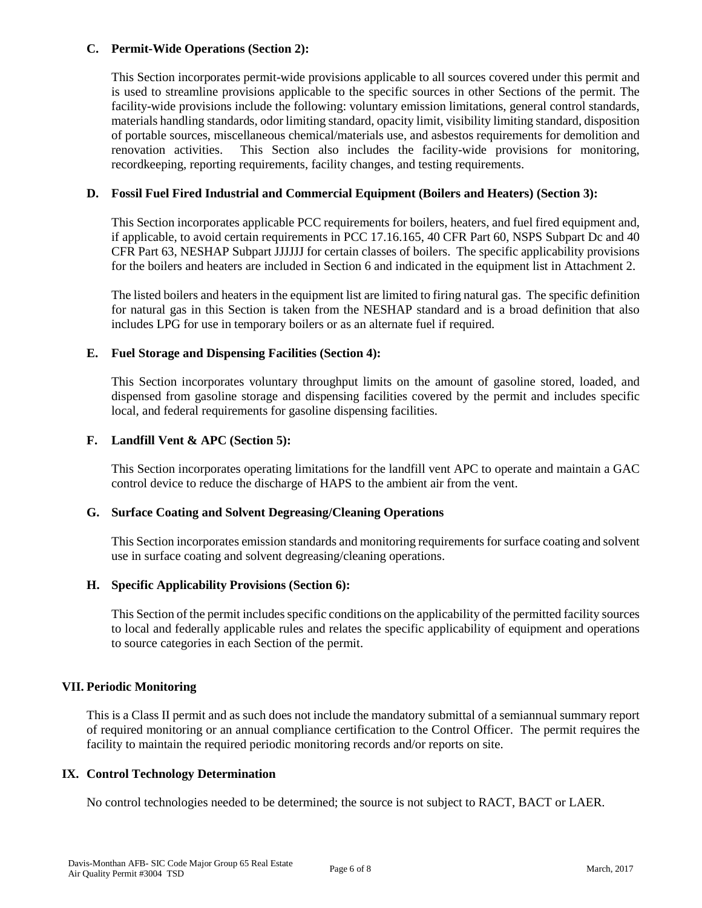### C. Permit-Wide Operations (Section 2):

This Section incorporates permit-wide provisions applicable to all sources covered under this permit and is used to streamline provisions applicable to the specific sources in other Sections of the permit. The facility-wide provisions include the following: voluntary emission limitations, general control standards, materials handling standards, odor limiting standard, opacity limit, visibility limiting standard, disposition of portable sources, miscellaneous chemical/materials use, and asbestos requirements for demolition and renovation activities. This Section also includes the facility-wide provisions for monitoring, recordkeeping, reporting requirements, facility changes, and testing requirements.

### D. Fossil Fuel Fired Industrial and Commercial Equipment (Boilers and Heaters) (Section 3):

This Section incorporates applicable PCC requirements for boilers, heaters, and fuel fired equipment and, if applicable, to avoid certain requirements in PCC 17.16.165, 40 CFR Part 60, NSPS Subpart Dc and 40 CFR Part 63, NESHAP Subpart JJJJJJ for certain classes of boilers. The specific applicability provisions for the boilers and heaters are included in Section 6 and indicated in the equipment list in Attachment 2.

The listed boilers and heaters in the equipment list are limited to firing natural gas. The specific definition for natural gas in this Section is taken from the NESHAP standard and is a broad definition that also includes LPG for use in temporary boilers or as an alternate fuel if required.

### E. Fuel Storage and Dispensing Facilities (Section 4):

This Section incorporates voluntary throughput limits on the amount of gasoline stored, loaded, and dispensed from gasoline storage and dispensing facilities covered by the permit and includes specific local, and federal requirements for gasoline dispensing facilities.

### F. Landfill Vent & APC (Section 5):

This Section incorporates operating limitations for the landfill vent APC to operate and maintain a GAC control device to reduce the discharge of HAPS to the ambient air from the vent.

### G. Surface Coating and Solvent Degreasing/Cleaning Operations

This Section incorporates emission standards and monitoring requirements for surface coating and solvent use in surface coating and solvent degreasing/cleaning operations.

### H. Specific Applicability Provisions (Section 6):

This Section of the permit includes specific conditions on the applicability of the permitted facility sources to local and federally applicable rules and relates the specific applicability of equipment and operations to source categories in each Section of the permit.

## VII. Periodic Monitoring

This is a Class II permit and as such does not include the mandatory submittal of a semiannual summary report of required monitoring or an annual compliance certification to the Control Officer. The permit requires the facility to maintain the required periodic monitoring records and/or reports on site.

## IX. Control Technology Determination

No control technologies needed to be determined; the source is not subject to RACT, BACT or LAER.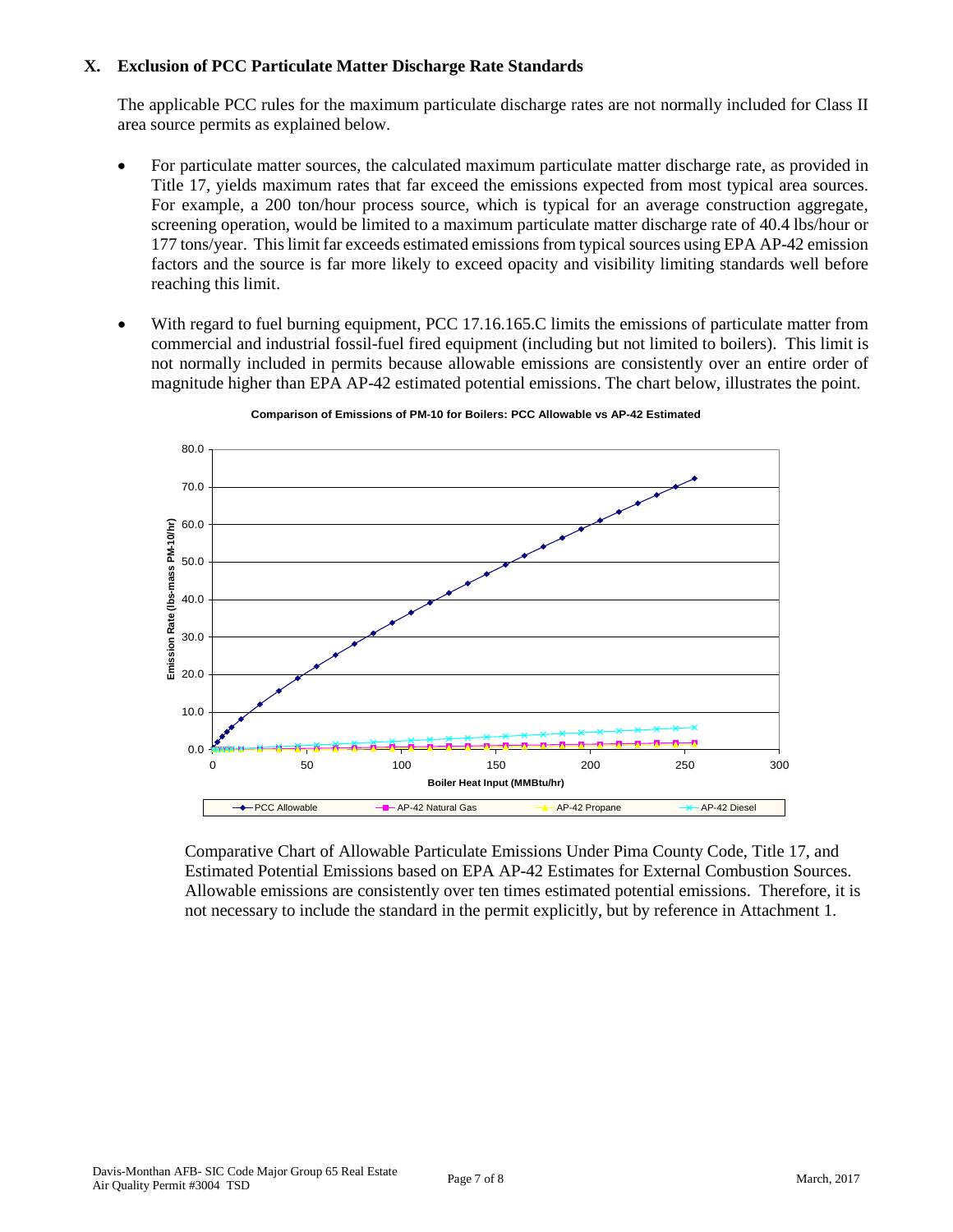## X. Exclusion of PCC Particulate Matter Discharge Rate Standards

The applicable PCC rules for the maximum particulate discharge rates are not normally included for Class II area source permits as explained below.

- For particulate matter sources, the calculated maximum particulate matter discharge rate, as provided in Title 17, yields maximum rates that far exceed the emissions expected from most typical area sources. For example, a 200 ton/hour process source, which is typical for an average construction aggregate, screening operation, would be limited to a maximum particulate matter discharge rate of 40.4 lbs/hour or 177 tons/year. This limit far exceeds estimated emissions from typical sources using EPA AP-42 emission factors and the source is far more likely to exceed opacity and visibility limiting standards well before reaching this limit.
- With regard to fuel burning equipment, PCC 17.16.165.C limits the emissions of particulate matter from commercial and industrial fossil-fuel fired equipment (including but not limited to boilers). This limit is not normally included in permits because allowable emissions are consistently over an entire order of magnitude higher than EPA AP-42 estimated potential emissions. The chart below, illustrates the point.

**Comparison of Emissions of PM-10 for Boilers: PCC Allowable vs AP-42 Estimated**

Comparative Chart of Allowable Particulate Emissions Under Pima County Code, Title 17, and Estimated Potential Emissions based on EPA AP-42 Estimates for External Combustion Sources. Allowable emissions are consistently over ten times estimated potential emissions. Therefore, it is not necessary to include the standard in the permit explicitly, but by reference in Attachment 1.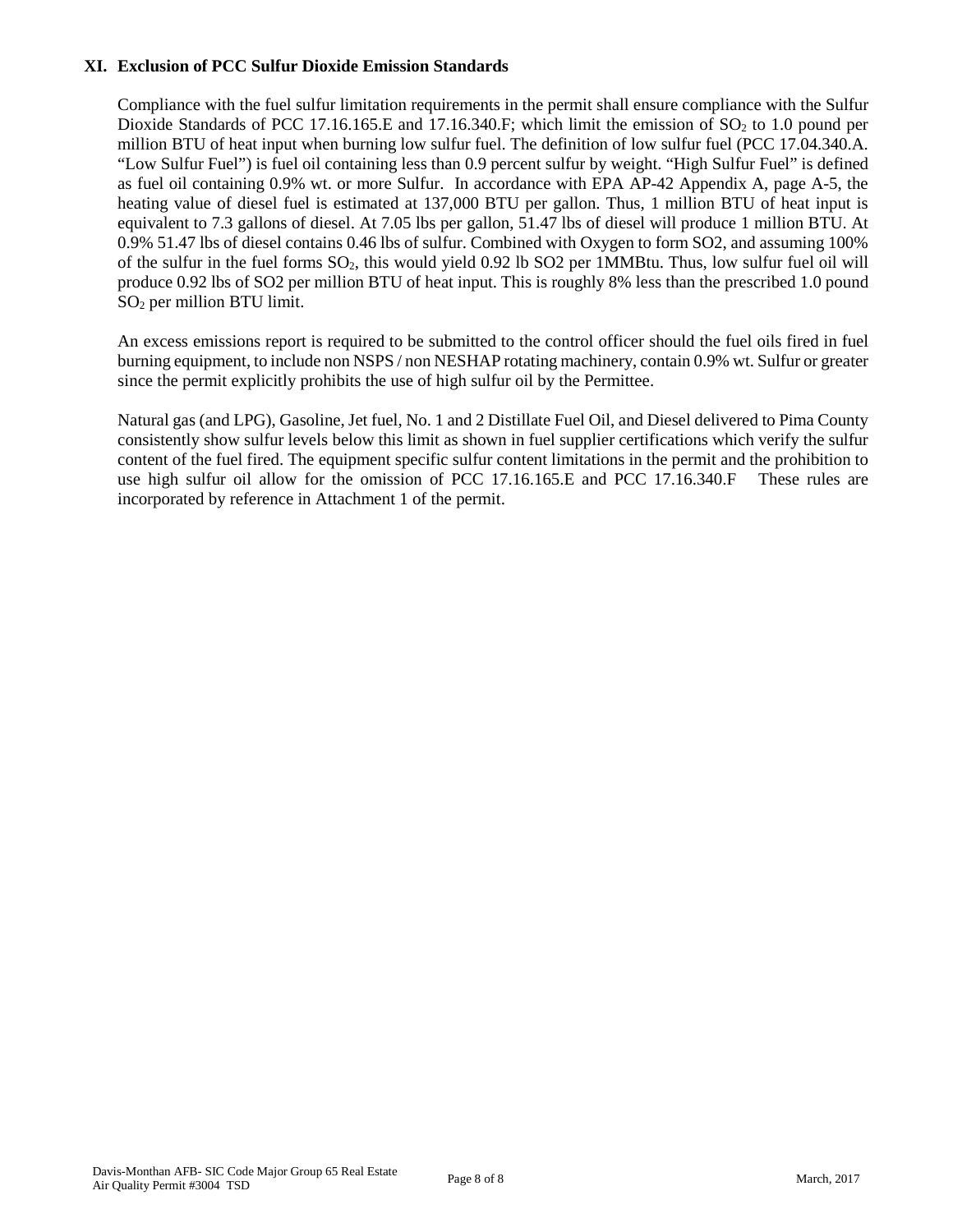## XI. Exclusion of PCC Sulfur Dioxide Emission Standards

Compliance with the fuel sulfur limitation requirements in the permit shall ensure compliance with the Sulfur Dioxide Standards of PCC 17.16.165.E and 17.16.340.F; which limit the emission of $SO_2$ to 1.0 pound per million BTU of heat input when burning low sulfur fuel. The definition of low sulfur fuel (PCC 17.04.340.A. "Low Sulfur Fuel") is fuel oil containing less than 0.9 percent sulfur by weight. "High Sulfur Fuel" is defined as fuel oil containing 0.9% wt. or more Sulfur. In accordance with EPA AP-42 Appendix A, page A-5, the heating value of diesel fuel is estimated at 137,000 BTU per gallon. Thus, 1 million BTU of heat input is equivalent to 7.3 gallons of diesel. At 7.05 lbs per gallon, 51.47 lbs of diesel will produce 1 million BTU. At 0.9% 51.47 lbs of diesel contains 0.46 lbs of sulfur. Combined with Oxygen to form SO2, and assuming 100% of the sulfur in the fuel forms $SO_2$, this would yield 0.92 lb SO2 per 1MMBtu. Thus, low sulfur fuel oil will produce 0.92 lbs of SO2 per million BTU of heat input. This is roughly 8% less than the prescribed 1.0 pound $SO_2$ per million BTU limit.

An excess emissions report is required to be submitted to the control officer should the fuel oils fired in fuel burning equipment, to include non NSPS / non NESHAP rotating machinery, contain 0.9% wt. Sulfur or greater since the permit explicitly prohibits the use of high sulfur oil by the Permittee.

Natural gas (and LPG), Gasoline, Jet fuel, No. 1 and 2 Distillate Fuel Oil, and Diesel delivered to Pima County consistently show sulfur levels below this limit as shown in fuel supplier certifications which verify the sulfur content of the fuel fired. The equipment specific sulfur content limitations in the permit and the prohibition to use high sulfur oil allow for the omission of PCC 17.16.165.E and PCC 17.16.340.F These rules are incorporated by reference in Attachment 1 of the permit.